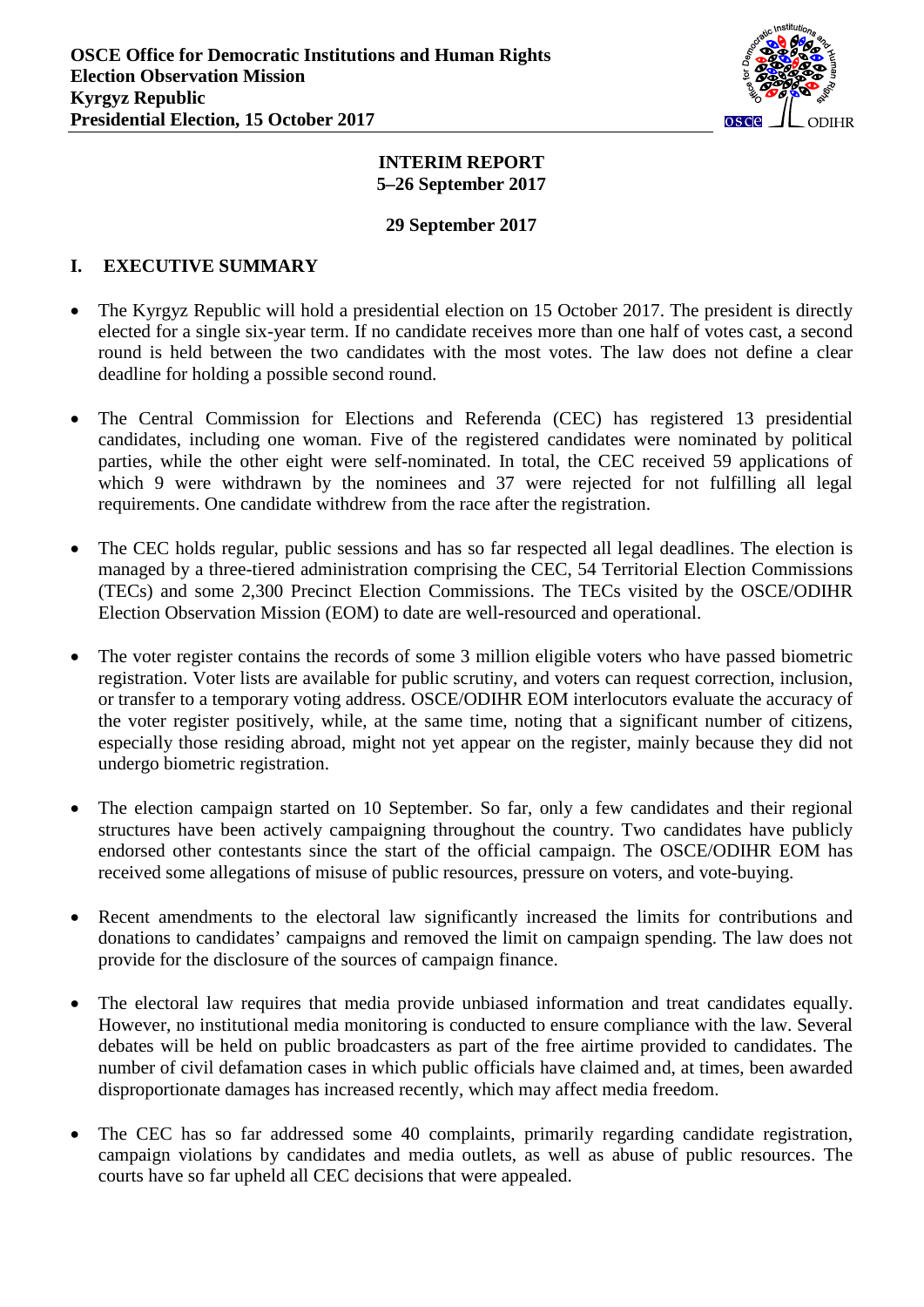**OSCE Office for Democratic Institutions and Human Rights**
**Election Observation Mission**
**Kyrgyz Republic**
**Presidential Election, 15 October 2017**

**INTERIM REPORT**
**5–26 September 2017**

**29 September 2017**

## I. EXECUTIVE SUMMARY

- The Kyrgyz Republic will hold a presidential election on 15 October 2017. The president is directly elected for a single six-year term. If no candidate receives more than one half of votes cast, a second round is held between the two candidates with the most votes. The law does not define a clear deadline for holding a possible second round.

- The Central Commission for Elections and Referenda (CEC) has registered 13 presidential candidates, including one woman. Five of the registered candidates were nominated by political parties, while the other eight were self-nominated. In total, the CEC received 59 applications of which 9 were withdrawn by the nominees and 37 were rejected for not fulfilling all legal requirements. One candidate withdrew from the race after the registration.

- The CEC holds regular, public sessions and has so far respected all legal deadlines. The election is managed by a three-tiered administration comprising the CEC, 54 Territorial Election Commissions (TECs) and some 2,300 Precinct Election Commissions. The TECs visited by the OSCE/ODIHR Election Observation Mission (EOM) to date are well-resourced and operational.

- The voter register contains the records of some 3 million eligible voters who have passed biometric registration. Voter lists are available for public scrutiny, and voters can request correction, inclusion, or transfer to a temporary voting address. OSCE/ODIHR EOM interlocutors evaluate the accuracy of the voter register positively, while, at the same time, noting that a significant number of citizens, especially those residing abroad, might not yet appear on the register, mainly because they did not undergo biometric registration.

- The election campaign started on 10 September. So far, only a few candidates and their regional structures have been actively campaigning throughout the country. Two candidates have publicly endorsed other contestants since the start of the official campaign. The OSCE/ODIHR EOM has received some allegations of misuse of public resources, pressure on voters, and vote-buying.

- Recent amendments to the electoral law significantly increased the limits for contributions and donations to candidates' campaigns and removed the limit on campaign spending. The law does not provide for the disclosure of the sources of campaign finance.

- The electoral law requires that media provide unbiased information and treat candidates equally. However, no institutional media monitoring is conducted to ensure compliance with the law. Several debates will be held on public broadcasters as part of the free airtime provided to candidates. The number of civil defamation cases in which public officials have claimed and, at times, been awarded disproportionate damages has increased recently, which may affect media freedom.

- The CEC has so far addressed some 40 complaints, primarily regarding candidate registration, campaign violations by candidates and media outlets, as well as abuse of public resources. The courts have so far upheld all CEC decisions that were appealed.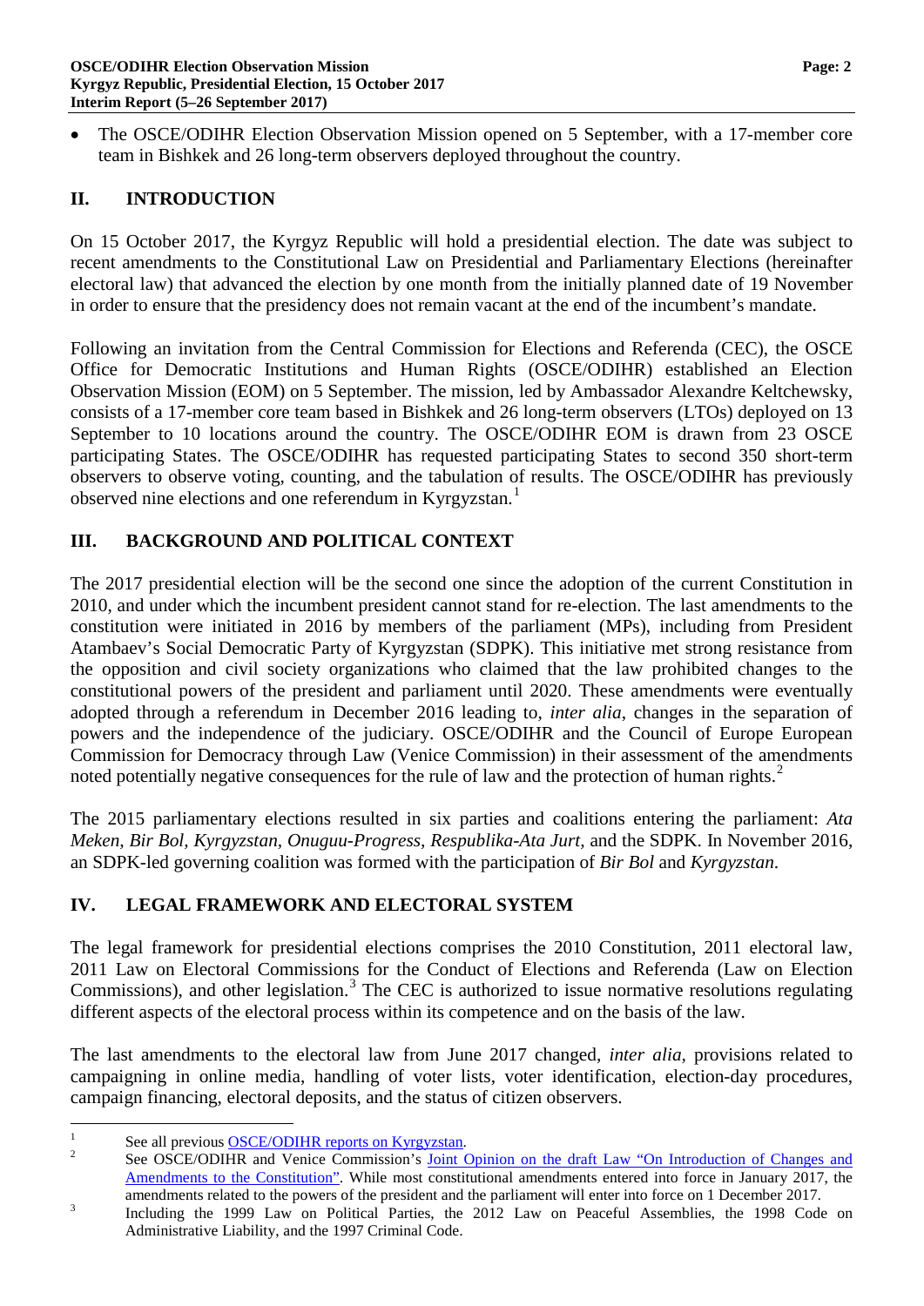- The OSCE/ODIHR Election Observation Mission opened on 5 September, with a 17-member core team in Bishkek and 26 long-term observers deployed throughout the country.

## II. INTRODUCTION

On 15 October 2017, the Kyrgyz Republic will hold a presidential election. The date was subject to recent amendments to the Constitutional Law on Presidential and Parliamentary Elections (hereinafter electoral law) that advanced the election by one month from the initially planned date of 19 November in order to ensure that the presidency does not remain vacant at the end of the incumbent's mandate.

Following an invitation from the Central Commission for Elections and Referenda (CEC), the OSCE Office for Democratic Institutions and Human Rights (OSCE/ODIHR) established an Election Observation Mission (EOM) on 5 September. The mission, led by Ambassador Alexandre Keltchewsky, consists of a 17-member core team based in Bishkek and 26 long-term observers (LTOs) deployed on 13 September to 10 locations around the country. The OSCE/ODIHR EOM is drawn from 23 OSCE participating States. The OSCE/ODIHR has requested participating States to second 350 short-term observers to observe voting, counting, and the tabulation of results. The OSCE/ODIHR has previously observed nine elections and one referendum in Kyrgyzstan.[1]

## III. BACKGROUND AND POLITICAL CONTEXT

The 2017 presidential election will be the second one since the adoption of the current Constitution in 2010, and under which the incumbent president cannot stand for re-election. The last amendments to the constitution were initiated in 2016 by members of the parliament (MPs), including from President Atambaev's Social Democratic Party of Kyrgyzstan (SDPK). This initiative met strong resistance from the opposition and civil society organizations who claimed that the law prohibited changes to the constitutional powers of the president and parliament until 2020. These amendments were eventually adopted through a referendum in December 2016 leading to, *inter alia*, changes in the separation of powers and the independence of the judiciary. OSCE/ODIHR and the Council of Europe European Commission for Democracy through Law (Venice Commission) in their assessment of the amendments noted potentially negative consequences for the rule of law and the protection of human rights.[2]

The 2015 parliamentary elections resulted in six parties and coalitions entering the parliament: *Ata Meken, Bir Bol, Kyrgyzstan, Onuguu-Progress, Respublika-Ata Jurt,* and the SDPK. In November 2016, an SDPK-led governing coalition was formed with the participation of *Bir Bol* and *Kyrgyzstan*.

## IV. LEGAL FRAMEWORK AND ELECTORAL SYSTEM

The legal framework for presidential elections comprises the 2010 Constitution, 2011 electoral law, 2011 Law on Electoral Commissions for the Conduct of Elections and Referenda (Law on Election Commissions), and other legislation.[3] The CEC is authorized to issue normative resolutions regulating different aspects of the electoral process within its competence and on the basis of the law.

The last amendments to the electoral law from June 2017 changed, *inter alia*, provisions related to campaigning in online media, handling of voter lists, voter identification, election-day procedures, campaign financing, electoral deposits, and the status of citizen observers.

---

[1] See all previous OSCE/ODIHR reports on Kyrgyzstan.

[2] See OSCE/ODIHR and Venice Commission's Joint Opinion on the draft Law "On Introduction of Changes and Amendments to the Constitution". While most constitutional amendments entered into force in January 2017, the amendments related to the powers of the president and the parliament will enter into force on 1 December 2017.

[3] Including the 1999 Law on Political Parties, the 2012 Law on Peaceful Assemblies, the 1998 Code on Administrative Liability, and the 1997 Criminal Code.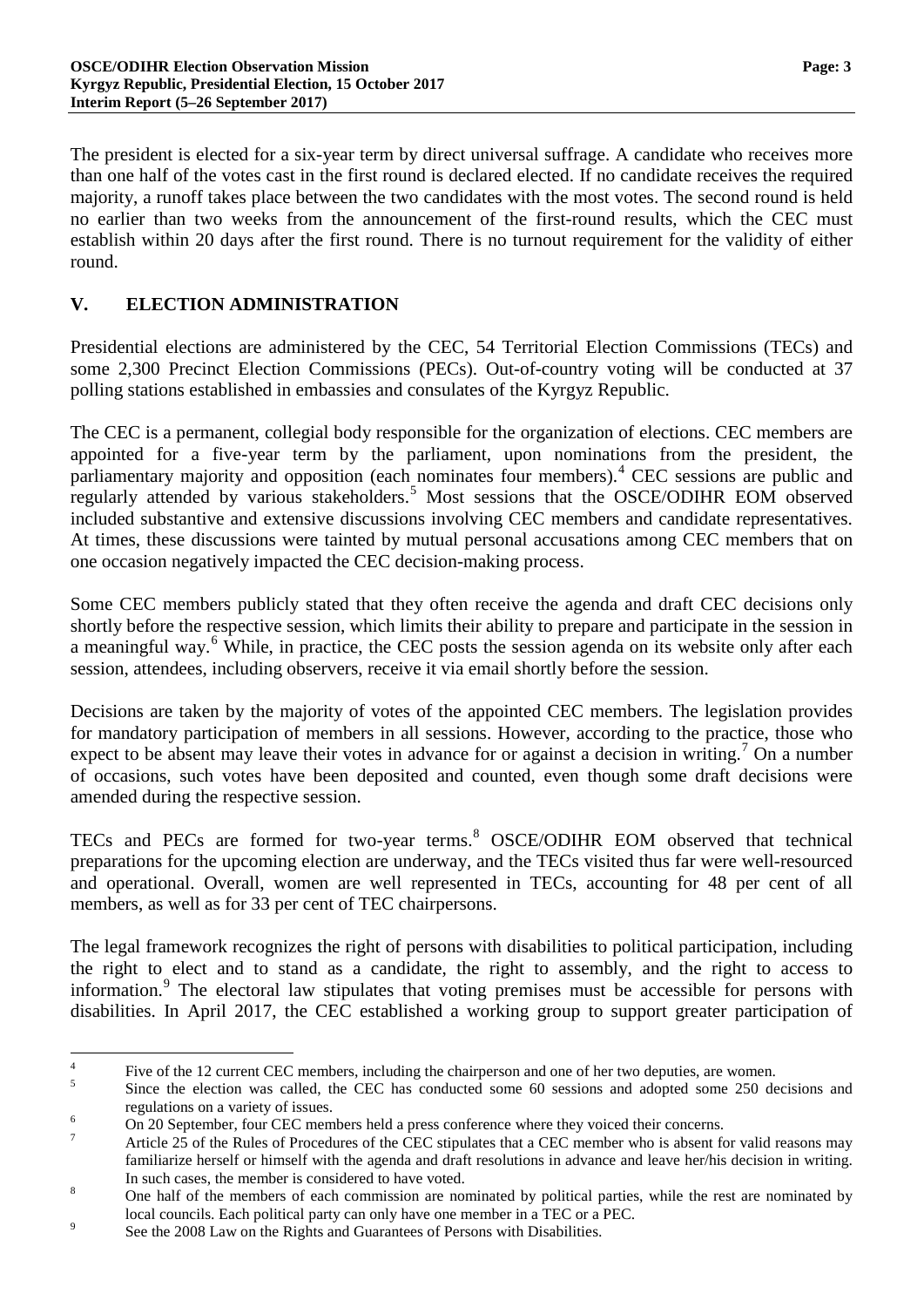The president is elected for a six-year term by direct universal suffrage. A candidate who receives more than one half of the votes cast in the first round is declared elected. If no candidate receives the required majority, a runoff takes place between the two candidates with the most votes. The second round is held no earlier than two weeks from the announcement of the first-round results, which the CEC must establish within 20 days after the first round. There is no turnout requirement for the validity of either round.

## V. ELECTION ADMINISTRATION

Presidential elections are administered by the CEC, 54 Territorial Election Commissions (TECs) and some 2,300 Precinct Election Commissions (PECs). Out-of-country voting will be conducted at 37 polling stations established in embassies and consulates of the Kyrgyz Republic.

The CEC is a permanent, collegial body responsible for the organization of elections. CEC members are appointed for a five-year term by the parliament, upon nominations from the president, the parliamentary majority and opposition (each nominates four members).[4] CEC sessions are public and regularly attended by various stakeholders.[5] Most sessions that the OSCE/ODIHR EOM observed included substantive and extensive discussions involving CEC members and candidate representatives. At times, these discussions were tainted by mutual personal accusations among CEC members that on one occasion negatively impacted the CEC decision-making process.

Some CEC members publicly stated that they often receive the agenda and draft CEC decisions only shortly before the respective session, which limits their ability to prepare and participate in the session in a meaningful way.[6] While, in practice, the CEC posts the session agenda on its website only after each session, attendees, including observers, receive it via email shortly before the session.

Decisions are taken by the majority of votes of the appointed CEC members. The legislation provides for mandatory participation of members in all sessions. However, according to the practice, those who expect to be absent may leave their votes in advance for or against a decision in writing.[7] On a number of occasions, such votes have been deposited and counted, even though some draft decisions were amended during the respective session.

TECs and PECs are formed for two-year terms.[8] OSCE/ODIHR EOM observed that technical preparations for the upcoming election are underway, and the TECs visited thus far were well-resourced and operational. Overall, women are well represented in TECs, accounting for 48 per cent of all members, as well as for 33 per cent of TEC chairpersons.

The legal framework recognizes the right of persons with disabilities to political participation, including the right to elect and to stand as a candidate, the right to assembly, and the right to access to information.[9] The electoral law stipulates that voting premises must be accessible for persons with disabilities. In April 2017, the CEC established a working group to support greater participation of

---

[4] Five of the 12 current CEC members, including the chairperson and one of her two deputies, are women.

[5] Since the election was called, the CEC has conducted some 60 sessions and adopted some 250 decisions and regulations on a variety of issues.

[6] On 20 September, four CEC members held a press conference where they voiced their concerns.

[7] Article 25 of the Rules of Procedures of the CEC stipulates that a CEC member who is absent for valid reasons may familiarize herself or himself with the agenda and draft resolutions in advance and leave her/his decision in writing. In such cases, the member is considered to have voted.

[8] One half of the members of each commission are nominated by political parties, while the rest are nominated by local councils. Each political party can only have one member in a TEC or a PEC.

[9] See the 2008 Law on the Rights and Guarantees of Persons with Disabilities.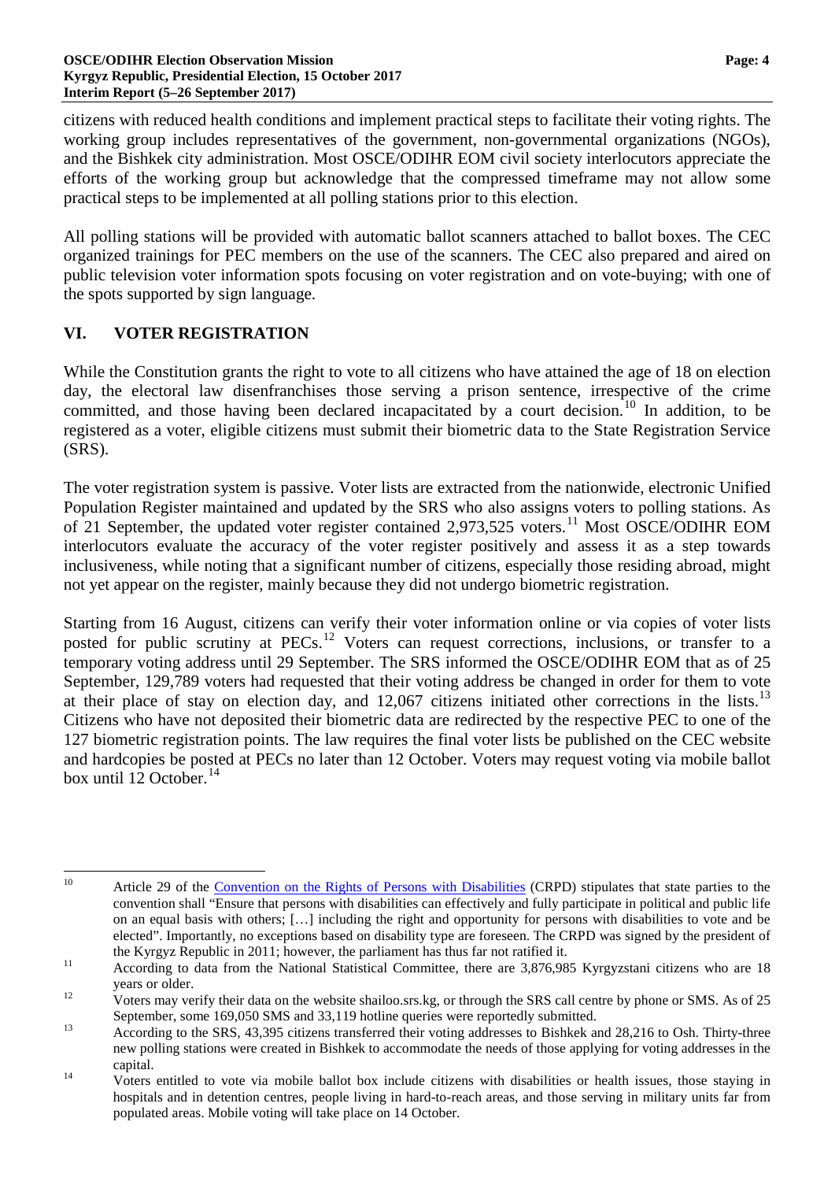citizens with reduced health conditions and implement practical steps to facilitate their voting rights. The working group includes representatives of the government, non-governmental organizations (NGOs), and the Bishkek city administration. Most OSCE/ODIHR EOM civil society interlocutors appreciate the efforts of the working group but acknowledge that the compressed timeframe may not allow some practical steps to be implemented at all polling stations prior to this election.

All polling stations will be provided with automatic ballot scanners attached to ballot boxes. The CEC organized trainings for PEC members on the use of the scanners. The CEC also prepared and aired on public television voter information spots focusing on voter registration and on vote-buying; with one of the spots supported by sign language.

## VI. VOTER REGISTRATION

While the Constitution grants the right to vote to all citizens who have attained the age of 18 on election day, the electoral law disenfranchises those serving a prison sentence, irrespective of the crime committed, and those having been declared incapacitated by a court decision.[10] In addition, to be registered as a voter, eligible citizens must submit their biometric data to the State Registration Service (SRS).

The voter registration system is passive. Voter lists are extracted from the nationwide, electronic Unified Population Register maintained and updated by the SRS who also assigns voters to polling stations. As of 21 September, the updated voter register contained 2,973,525 voters.[11] Most OSCE/ODIHR EOM interlocutors evaluate the accuracy of the voter register positively and assess it as a step towards inclusiveness, while noting that a significant number of citizens, especially those residing abroad, might not yet appear on the register, mainly because they did not undergo biometric registration.

Starting from 16 August, citizens can verify their voter information online or via copies of voter lists posted for public scrutiny at PECs.[12] Voters can request corrections, inclusions, or transfer to a temporary voting address until 29 September. The SRS informed the OSCE/ODIHR EOM that as of 25 September, 129,789 voters had requested that their voting address be changed in order for them to vote at their place of stay on election day, and 12,067 citizens initiated other corrections in the lists.[13] Citizens who have not deposited their biometric data are redirected by the respective PEC to one of the 127 biometric registration points. The law requires the final voter lists be published on the CEC website and hardcopies be posted at PECs no later than 12 October. Voters may request voting via mobile ballot box until 12 October.[14]

---

[10] Article 29 of the Convention on the Rights of Persons with Disabilities (CRPD) stipulates that state parties to the convention shall "Ensure that persons with disabilities can effectively and fully participate in political and public life on an equal basis with others; […] including the right and opportunity for persons with disabilities to vote and be elected". Importantly, no exceptions based on disability type are foreseen. The CRPD was signed by the president of the Kyrgyz Republic in 2011; however, the parliament has thus far not ratified it.

[11] According to data from the National Statistical Committee, there are 3,876,985 Kyrgyzstani citizens who are 18 years or older.

[12] Voters may verify their data on the website shailoo.srs.kg, or through the SRS call centre by phone or SMS. As of 25 September, some 169,050 SMS and 33,119 hotline queries were reportedly submitted.

[13] According to the SRS, 43,395 citizens transferred their voting addresses to Bishkek and 28,216 to Osh. Thirty-three new polling stations were created in Bishkek to accommodate the needs of those applying for voting addresses in the capital.

[14] Voters entitled to vote via mobile ballot box include citizens with disabilities or health issues, those staying in hospitals and in detention centres, people living in hard-to-reach areas, and those serving in military units far from populated areas. Mobile voting will take place on 14 October.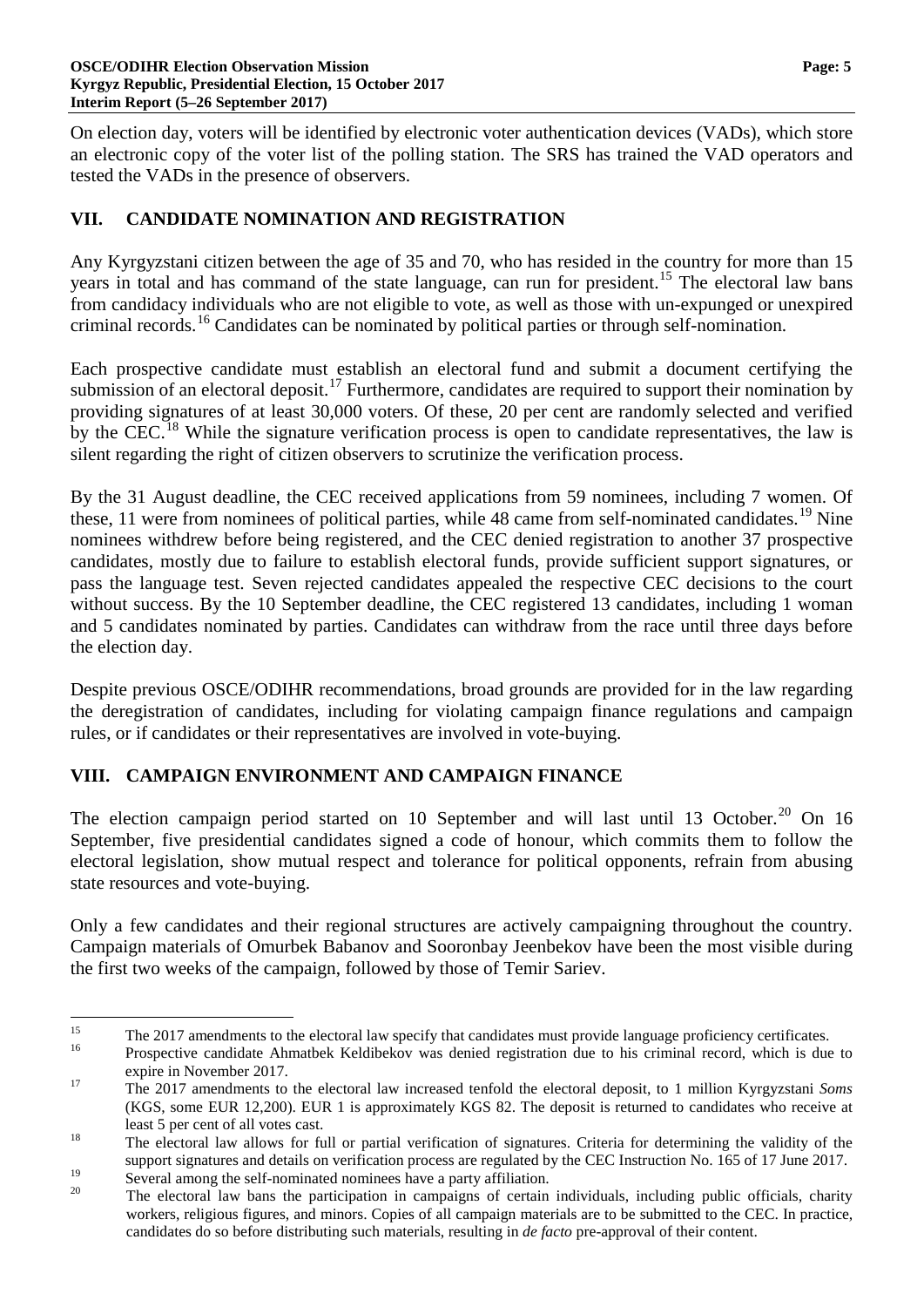On election day, voters will be identified by electronic voter authentication devices (VADs), which store an electronic copy of the voter list of the polling station. The SRS has trained the VAD operators and tested the VADs in the presence of observers.

## VII. CANDIDATE NOMINATION AND REGISTRATION

Any Kyrgyzstani citizen between the age of 35 and 70, who has resided in the country for more than 15 years in total and has command of the state language, can run for president.[15] The electoral law bans from candidacy individuals who are not eligible to vote, as well as those with un-expunged or unexpired criminal records.[16] Candidates can be nominated by political parties or through self-nomination.

Each prospective candidate must establish an electoral fund and submit a document certifying the submission of an electoral deposit.[17] Furthermore, candidates are required to support their nomination by providing signatures of at least 30,000 voters. Of these, 20 per cent are randomly selected and verified by the CEC.[18] While the signature verification process is open to candidate representatives, the law is silent regarding the right of citizen observers to scrutinize the verification process.

By the 31 August deadline, the CEC received applications from 59 nominees, including 7 women. Of these, 11 were from nominees of political parties, while 48 came from self-nominated candidates.[19] Nine nominees withdrew before being registered, and the CEC denied registration to another 37 prospective candidates, mostly due to failure to establish electoral funds, provide sufficient support signatures, or pass the language test. Seven rejected candidates appealed the respective CEC decisions to the court without success. By the 10 September deadline, the CEC registered 13 candidates, including 1 woman and 5 candidates nominated by parties. Candidates can withdraw from the race until three days before the election day.

Despite previous OSCE/ODIHR recommendations, broad grounds are provided for in the law regarding the deregistration of candidates, including for violating campaign finance regulations and campaign rules, or if candidates or their representatives are involved in vote-buying.

## VIII. CAMPAIGN ENVIRONMENT AND CAMPAIGN FINANCE

The election campaign period started on 10 September and will last until 13 October.[20] On 16 September, five presidential candidates signed a code of honour, which commits them to follow the electoral legislation, show mutual respect and tolerance for political opponents, refrain from abusing state resources and vote-buying.

Only a few candidates and their regional structures are actively campaigning throughout the country. Campaign materials of Omurbek Babanov and Sooronbay Jeenbekov have been the most visible during the first two weeks of the campaign, followed by those of Temir Sariev.

---

[15] The 2017 amendments to the electoral law specify that candidates must provide language proficiency certificates.

[16] Prospective candidate Ahmatbek Keldibekov was denied registration due to his criminal record, which is due to expire in November 2017.

[17] The 2017 amendments to the electoral law increased tenfold the electoral deposit, to 1 million Kyrgyzstani *Soms* (KGS, some EUR 12,200). EUR 1 is approximately KGS 82. The deposit is returned to candidates who receive at least 5 per cent of all votes cast.

[18] The electoral law allows for full or partial verification of signatures. Criteria for determining the validity of the support signatures and details on verification process are regulated by the CEC Instruction No. 165 of 17 June 2017.

[19] Several among the self-nominated nominees have a party affiliation.

[20] The electoral law bans the participation in campaigns of certain individuals, including public officials, charity workers, religious figures, and minors. Copies of all campaign materials are to be submitted to the CEC. In practice, candidates do so before distributing such materials, resulting in *de facto* pre-approval of their content.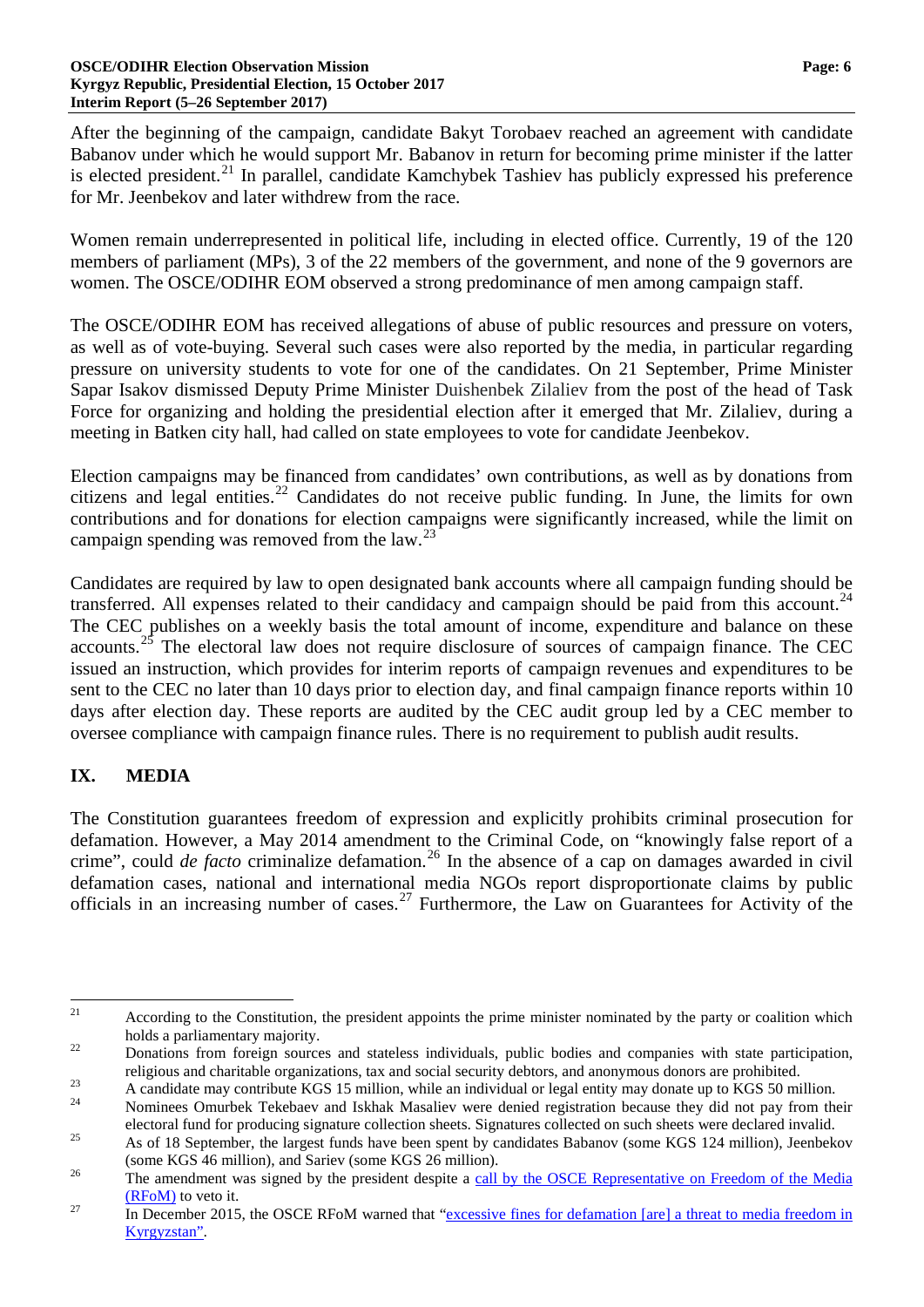After the beginning of the campaign, candidate Bakyt Torobaev reached an agreement with candidate Babanov under which he would support Mr. Babanov in return for becoming prime minister if the latter is elected president.[21] In parallel, candidate Kamchybek Tashiev has publicly expressed his preference for Mr. Jeenbekov and later withdrew from the race.

Women remain underrepresented in political life, including in elected office. Currently, 19 of the 120 members of parliament (MPs), 3 of the 22 members of the government, and none of the 9 governors are women. The OSCE/ODIHR EOM observed a strong predominance of men among campaign staff.

The OSCE/ODIHR EOM has received allegations of abuse of public resources and pressure on voters, as well as of vote-buying. Several such cases were also reported by the media, in particular regarding pressure on university students to vote for one of the candidates. On 21 September, Prime Minister Sapar Isakov dismissed Deputy Prime Minister Duishenbek Zilaliev from the post of the head of Task Force for organizing and holding the presidential election after it emerged that Mr. Zilaliev, during a meeting in Batken city hall, had called on state employees to vote for candidate Jeenbekov.

Election campaigns may be financed from candidates' own contributions, as well as by donations from citizens and legal entities.[22] Candidates do not receive public funding. In June, the limits for own contributions and for donations for election campaigns were significantly increased, while the limit on campaign spending was removed from the law.[23]

Candidates are required by law to open designated bank accounts where all campaign funding should be transferred. All expenses related to their candidacy and campaign should be paid from this account.[24] The CEC publishes on a weekly basis the total amount of income, expenditure and balance on these accounts.[25] The electoral law does not require disclosure of sources of campaign finance. The CEC issued an instruction, which provides for interim reports of campaign revenues and expenditures to be sent to the CEC no later than 10 days prior to election day, and final campaign finance reports within 10 days after election day. These reports are audited by the CEC audit group led by a CEC member to oversee compliance with campaign finance rules. There is no requirement to publish audit results.

## IX. MEDIA

The Constitution guarantees freedom of expression and explicitly prohibits criminal prosecution for defamation. However, a May 2014 amendment to the Criminal Code, on "knowingly false report of a crime", could *de facto* criminalize defamation.[26] In the absence of a cap on damages awarded in civil defamation cases, national and international media NGOs report disproportionate claims by public officials in an increasing number of cases.[27] Furthermore, the Law on Guarantees for Activity of the

---

[21] According to the Constitution, the president appoints the prime minister nominated by the party or coalition which holds a parliamentary majority.

[22] Donations from foreign sources and stateless individuals, public bodies and companies with state participation, religious and charitable organizations, tax and social security debtors, and anonymous donors are prohibited.

[23] A candidate may contribute KGS 15 million, while an individual or legal entity may donate up to KGS 50 million.

[24] Nominees Omurbek Tekebaev and Iskhak Masaliev were denied registration because they did not pay from their electoral fund for producing signature collection sheets. Signatures collected on such sheets were declared invalid.

[25] As of 18 September, the largest funds have been spent by candidates Babanov (some KGS 124 million), Jeenbekov (some KGS 46 million), and Sariev (some KGS 26 million).

[26] The amendment was signed by the president despite a call by the OSCE Representative on Freedom of the Media (RFoM) to veto it.

[27] In December 2015, the OSCE RFoM warned that "excessive fines for defamation [are] a threat to media freedom in Kyrgyzstan".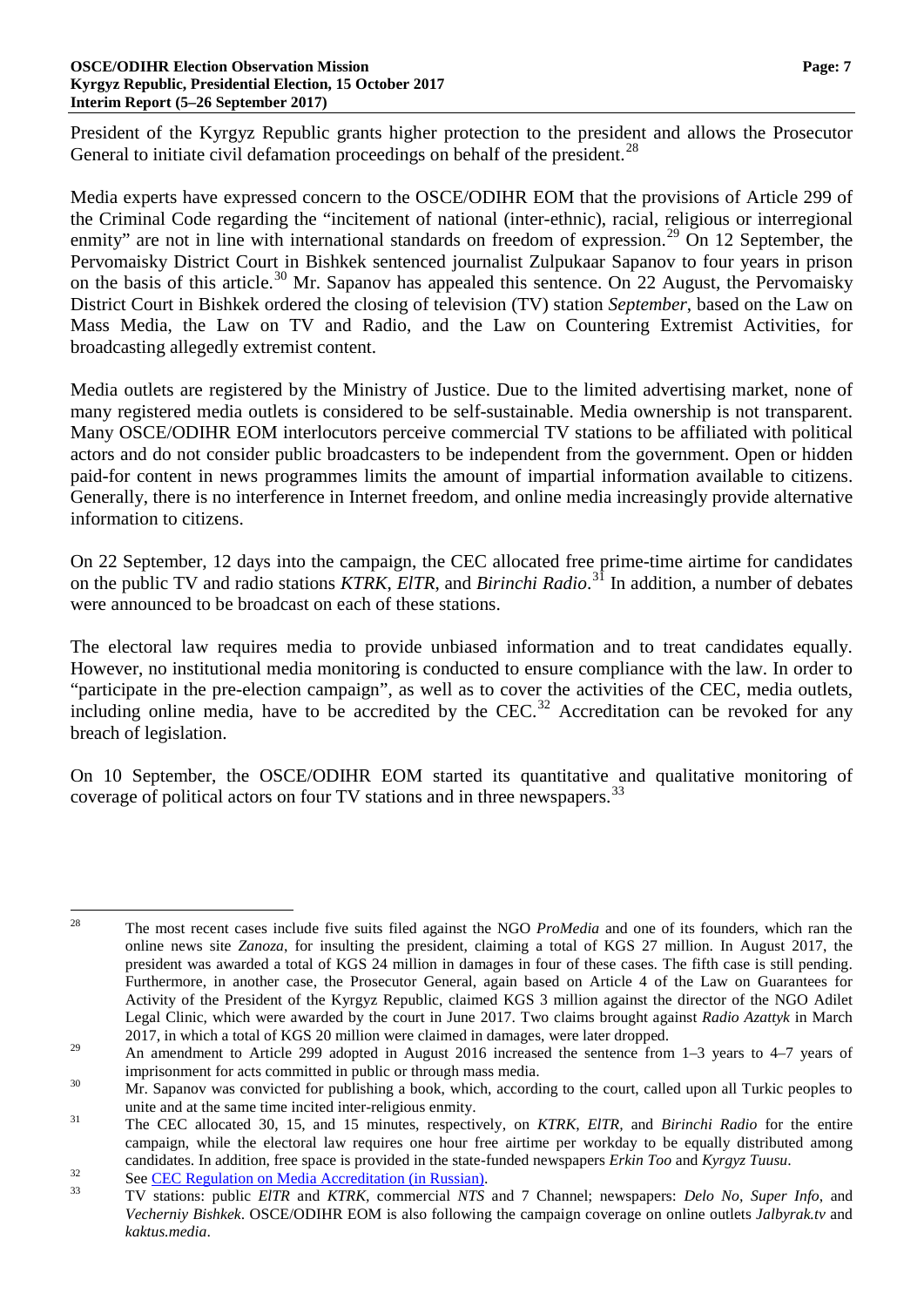President of the Kyrgyz Republic grants higher protection to the president and allows the Prosecutor General to initiate civil defamation proceedings on behalf of the president.[28]

Media experts have expressed concern to the OSCE/ODIHR EOM that the provisions of Article 299 of the Criminal Code regarding the "incitement of national (inter-ethnic), racial, religious or interregional enmity" are not in line with international standards on freedom of expression.[29] On 12 September, the Pervomaisky District Court in Bishkek sentenced journalist Zulpukaar Sapanov to four years in prison on the basis of this article.[30] Mr. Sapanov has appealed this sentence. On 22 August, the Pervomaisky District Court in Bishkek ordered the closing of television (TV) station *September*, based on the Law on Mass Media, the Law on TV and Radio, and the Law on Countering Extremist Activities, for broadcasting allegedly extremist content.

Media outlets are registered by the Ministry of Justice. Due to the limited advertising market, none of many registered media outlets is considered to be self-sustainable. Media ownership is not transparent. Many OSCE/ODIHR EOM interlocutors perceive commercial TV stations to be affiliated with political actors and do not consider public broadcasters to be independent from the government. Open or hidden paid-for content in news programmes limits the amount of impartial information available to citizens. Generally, there is no interference in Internet freedom, and online media increasingly provide alternative information to citizens.

On 22 September, 12 days into the campaign, the CEC allocated free prime-time airtime for candidates on the public TV and radio stations *KTRK*, *ElTR*, and *Birinchi Radio*.[31] In addition, a number of debates were announced to be broadcast on each of these stations.

The electoral law requires media to provide unbiased information and to treat candidates equally. However, no institutional media monitoring is conducted to ensure compliance with the law. In order to "participate in the pre-election campaign", as well as to cover the activities of the CEC, media outlets, including online media, have to be accredited by the CEC.[32] Accreditation can be revoked for any breach of legislation.

On 10 September, the OSCE/ODIHR EOM started its quantitative and qualitative monitoring of coverage of political actors on four TV stations and in three newspapers.[33]

---

[28] The most recent cases include five suits filed against the NGO *ProMedia* and one of its founders, which ran the online news site *Zanoza*, for insulting the president, claiming a total of KGS 27 million. In August 2017, the president was awarded a total of KGS 24 million in damages in four of these cases. The fifth case is still pending. Furthermore, in another case, the Prosecutor General, again based on Article 4 of the Law on Guarantees for Activity of the President of the Kyrgyz Republic, claimed KGS 3 million against the director of the NGO Adilet Legal Clinic, which were awarded by the court in June 2017. Two claims brought against *Radio Azattyk* in March 2017, in which a total of KGS 20 million were claimed in damages, were later dropped.

[29] An amendment to Article 299 adopted in August 2016 increased the sentence from 1–3 years to 4–7 years of imprisonment for acts committed in public or through mass media.

[30] Mr. Sapanov was convicted for publishing a book, which, according to the court, called upon all Turkic peoples to unite and at the same time incited inter-religious enmity.

[31] The CEC allocated 30, 15, and 15 minutes, respectively, on *KTRK*, *ElTR*, and *Birinchi Radio* for the entire campaign, while the electoral law requires one hour free airtime per workday to be equally distributed among candidates. In addition, free space is provided in the state-funded newspapers *Erkin Too* and *Kyrgyz Tuusu*.

[32] See CEC Regulation on Media Accreditation (in Russian).

[33] TV stations: public *ElTR* and *KTRK*, commercial *NTS* and 7 Channel; newspapers: *Delo No*, *Super Info*, and *Vecherniy Bishkek*. OSCE/ODIHR EOM is also following the campaign coverage on online outlets *Jalbyrak.tv* and *kaktus.media*.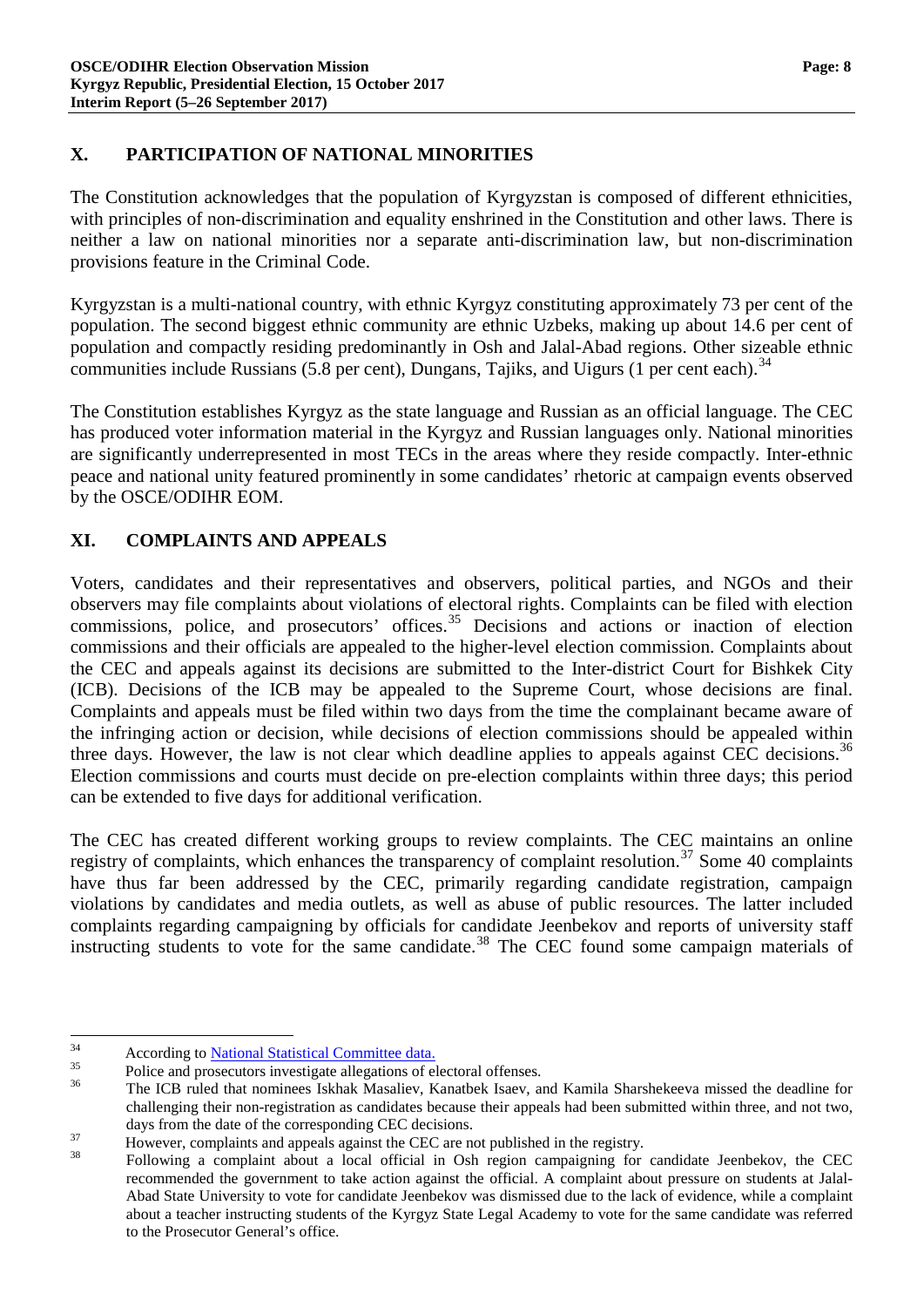## X. PARTICIPATION OF NATIONAL MINORITIES

The Constitution acknowledges that the population of Kyrgyzstan is composed of different ethnicities, with principles of non-discrimination and equality enshrined in the Constitution and other laws. There is neither a law on national minorities nor a separate anti-discrimination law, but non-discrimination provisions feature in the Criminal Code.

Kyrgyzstan is a multi-national country, with ethnic Kyrgyz constituting approximately 73 per cent of the population. The second biggest ethnic community are ethnic Uzbeks, making up about 14.6 per cent of population and compactly residing predominantly in Osh and Jalal-Abad regions. Other sizeable ethnic communities include Russians (5.8 per cent), Dungans, Tajiks, and Uigurs (1 per cent each).[34]

The Constitution establishes Kyrgyz as the state language and Russian as an official language. The CEC has produced voter information material in the Kyrgyz and Russian languages only. National minorities are significantly underrepresented in most TECs in the areas where they reside compactly. Inter-ethnic peace and national unity featured prominently in some candidates' rhetoric at campaign events observed by the OSCE/ODIHR EOM.

## XI. COMPLAINTS AND APPEALS

Voters, candidates and their representatives and observers, political parties, and NGOs and their observers may file complaints about violations of electoral rights. Complaints can be filed with election commissions, police, and prosecutors' offices.[35] Decisions and actions or inaction of election commissions and their officials are appealed to the higher-level election commission. Complaints about the CEC and appeals against its decisions are submitted to the Inter-district Court for Bishkek City (ICB). Decisions of the ICB may be appealed to the Supreme Court, whose decisions are final. Complaints and appeals must be filed within two days from the time the complainant became aware of the infringing action or decision, while decisions of election commissions should be appealed within three days. However, the law is not clear which deadline applies to appeals against CEC decisions.[36] Election commissions and courts must decide on pre-election complaints within three days; this period can be extended to five days for additional verification.

The CEC has created different working groups to review complaints. The CEC maintains an online registry of complaints, which enhances the transparency of complaint resolution.[37] Some 40 complaints have thus far been addressed by the CEC, primarily regarding candidate registration, campaign violations by candidates and media outlets, as well as abuse of public resources. The latter included complaints regarding campaigning by officials for candidate Jeenbekov and reports of university staff instructing students to vote for the same candidate.[38] The CEC found some campaign materials of

---

[34] According to National Statistical Committee data.

[35] Police and prosecutors investigate allegations of electoral offenses.

[36] The ICB ruled that nominees Iskhak Masaliev, Kanatbek Isaev, and Kamila Sharshekeeva missed the deadline for challenging their non-registration as candidates because their appeals had been submitted within three, and not two, days from the date of the corresponding CEC decisions.

[37] However, complaints and appeals against the CEC are not published in the registry.

[38] Following a complaint about a local official in Osh region campaigning for candidate Jeenbekov, the CEC recommended the government to take action against the official. A complaint about pressure on students at Jalal-Abad State University to vote for candidate Jeenbekov was dismissed due to the lack of evidence, while a complaint about a teacher instructing students of the Kyrgyz State Legal Academy to vote for the same candidate was referred to the Prosecutor General's office.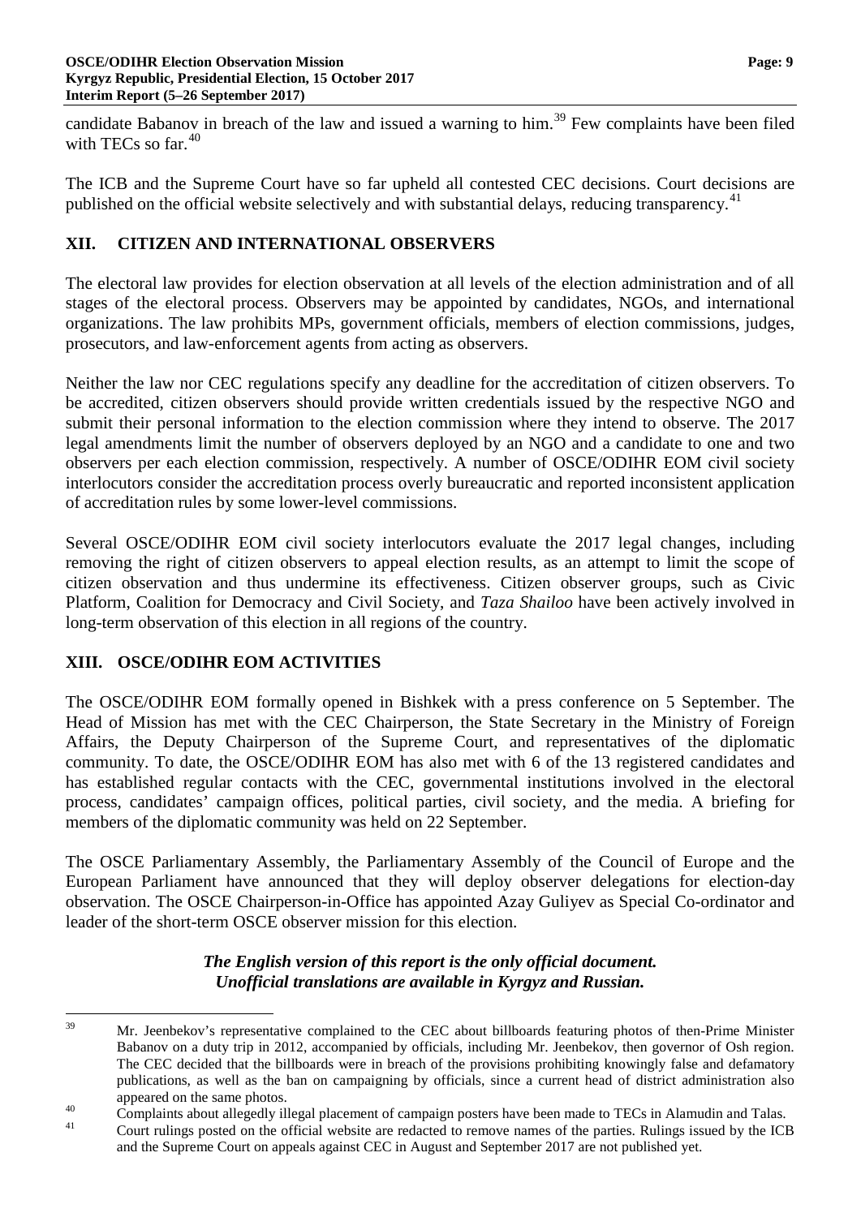candidate Babanov in breach of the law and issued a warning to him.[39] Few complaints have been filed with TECs so far.[40]

The ICB and the Supreme Court have so far upheld all contested CEC decisions. Court decisions are published on the official website selectively and with substantial delays, reducing transparency.[41]

## XII. CITIZEN AND INTERNATIONAL OBSERVERS

The electoral law provides for election observation at all levels of the election administration and of all stages of the electoral process. Observers may be appointed by candidates, NGOs, and international organizations. The law prohibits MPs, government officials, members of election commissions, judges, prosecutors, and law-enforcement agents from acting as observers.

Neither the law nor CEC regulations specify any deadline for the accreditation of citizen observers. To be accredited, citizen observers should provide written credentials issued by the respective NGO and submit their personal information to the election commission where they intend to observe. The 2017 legal amendments limit the number of observers deployed by an NGO and a candidate to one and two observers per each election commission, respectively. A number of OSCE/ODIHR EOM civil society interlocutors consider the accreditation process overly bureaucratic and reported inconsistent application of accreditation rules by some lower-level commissions.

Several OSCE/ODIHR EOM civil society interlocutors evaluate the 2017 legal changes, including removing the right of citizen observers to appeal election results, as an attempt to limit the scope of citizen observation and thus undermine its effectiveness. Citizen observer groups, such as Civic Platform, Coalition for Democracy and Civil Society, and *Taza Shailoo* have been actively involved in long-term observation of this election in all regions of the country.

## XIII. OSCE/ODIHR EOM ACTIVITIES

The OSCE/ODIHR EOM formally opened in Bishkek with a press conference on 5 September. The Head of Mission has met with the CEC Chairperson, the State Secretary in the Ministry of Foreign Affairs, the Deputy Chairperson of the Supreme Court, and representatives of the diplomatic community. To date, the OSCE/ODIHR EOM has also met with 6 of the 13 registered candidates and has established regular contacts with the CEC, governmental institutions involved in the electoral process, candidates' campaign offices, political parties, civil society, and the media. A briefing for members of the diplomatic community was held on 22 September.

The OSCE Parliamentary Assembly, the Parliamentary Assembly of the Council of Europe and the European Parliament have announced that they will deploy observer delegations for election-day observation. The OSCE Chairperson-in-Office has appointed Azay Guliyev as Special Co-ordinator and leader of the short-term OSCE observer mission for this election.

***The English version of this report is the only official document.***
***Unofficial translations are available in Kyrgyz and Russian.***

---

[39] Mr. Jeenbekov's representative complained to the CEC about billboards featuring photos of then-Prime Minister Babanov on a duty trip in 2012, accompanied by officials, including Mr. Jeenbekov, then governor of Osh region. The CEC decided that the billboards were in breach of the provisions prohibiting knowingly false and defamatory publications, as well as the ban on campaigning by officials, since a current head of district administration also appeared on the same photos.

[40] Complaints about allegedly illegal placement of campaign posters have been made to TECs in Alamudin and Talas.

[41] Court rulings posted on the official website are redacted to remove names of the parties. Rulings issued by the ICB and the Supreme Court on appeals against CEC in August and September 2017 are not published yet.